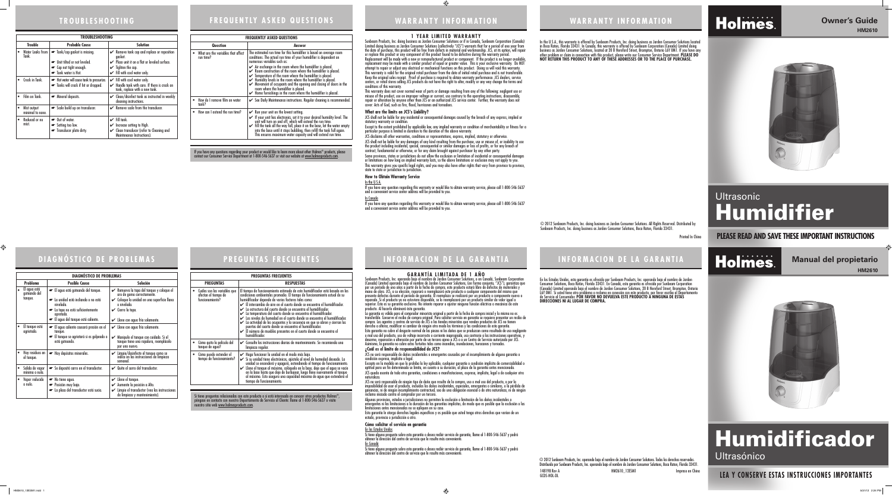# TROUBLESHOOTING

| Trouble | Probable Cause | Solution |
|---|---|---|
| • Water Leaks from Tank. | ☛ Tank/cap gasket is missing. ☛ Unit tilted or not leveled. ☛ Cap not tight enough. ☛ Tank water is Hot. | ✔ Remove tank cap and replace or reposition gasket. ✔ Place unit it on a flat or leveled surface. ✔ Tighten the cap. ✔ Fill with cool water only. |
| • Crack in Tank. | ☛ Hot water will cause tank to pressurize. ☛ Tanks will crack if hit or dropped. | ✔ Fill with cool water only. ✔ Handle tank with care. If there is crack on tank, replace with a new tank. |
| • Film on Tank. | ☛ Mineral deposits. | ✔ Clean/disinfect tank as instructed in weekly cleaning instructions. |
| • Mist output minimal to none. | ☛ Scale build up on transducer. | ✔ Remove scale from the transducer. |
| • Reduced or no mist. | ☛ Out of water. ☛ Setting too low. ☛ Transducer plate dirty. | ✔ Fill tank. ✔ Increase setting to High. ✔ Clean transducer (refer to Cleaning and Maintenance Instructions). |

# FREQUENTLY ASKED QUESTIONS

| Question | Answer |
|---|---|
| • What are the variables that affect run time? | The estimated run time for this humidifier is based on average room conditions. The actual run time of your humidifier is dependent on numerous variables such as: ✔ Air exchange in the room where the humidifier is placed. ✔ Room construction of the room where the humidifier is placed. ✔ Temperature of the room where the humidifier is placed. ✔ Humidity levels in the room where the humidifier is placed. ✔ Movement of occupants and the opening and closing of doors in the room where the humidifier is placed. ✔ Home furnishings in the room where the humidifier is placed. |
| • How do I remove film on water tank? | ✔ See Daily Maintenance instructions. Regular cleaning is recommended. |
| • How can I extend the run time? | ✔ Run your unit on the lowest setting. ✔ If your unit has electronics, set it to your desired humidity level. The unit will turn on and off, which will extend the run time. ✔ Fill the tank all the way full, place it on the base, let the water empty into the base until it stops bubbling, then refill the tank full again. This ensures maximum water capacity and will extend run time. |

If you have any questions regarding your product or would like to learn more about other Holmes® products, please contact our Consumer Service Department at 1-800-546-5637 or visit our website at www.holmesproducts.com.

# WARRANTY INFORMATION

## 1 YEAR LIMITED WARRANTY

Sunbeam Products, Inc. doing business as Jarden Consumer Solutions or if in Canada, Sunbeam Corporation (Canada) Limited doing business as Jarden Consumer Solutions (collectively "JCS") warrants that for a period of one year from the date of purchase, this product will be free from defects in material and workmanship. JCS, at its option, will repair or replace this product or any component of the product found to be defective during the warranty period. Replacement will be made with a new or remanufactured product or component. If the product is no longer available, replacement may be made with a similar product of equal or greater value. This is your exclusive warranty. Do NOT attempt to repair or adjust any electrical or mechanical functions on this product. Doing so will void this warranty. This warranty is valid for the original retail purchaser from the date of initial retail purchase and is not transferable. Keep the original sales receipt. Proof of purchase is required to obtain warranty performance. JCS dealers, service centers, or retail stores selling JCS products do not have the right to alter, modify or any way change the terms and conditions of this warranty.

This warranty does not cover normal wear of parts or damage resulting from any of the following: negligent use or misuse of the product, use on improper voltage or current, use contrary to the operating instructions, disassembly, repair or alteration by anyone other than JCS or an authorized JCS service center. Further, the warranty does not cover: Acts of God, such as fire, flood, hurricanes and tornadoes.

### What are the limits on JCS's Liability?

JCS shall not be liable for any incidental or consequential damages caused by the breach of any express, implied or statutory warranty or condition.

Except to the extent prohibited by applicable law, any implied warranty or condition of merchantability or fitness for a particular purpose is limited in duration to the duration of the above warranty.

JCS disclaims all other warranties, conditions or representations, express, implied, statutory or otherwise.

JCS shall not be liable for any damages of any kind resulting from the purchase, use or misuse of, or inability to use the product including incidental, special, consequential or similar damages or loss of profits, or for any breach of contract, fundamental or otherwise, or for any claim brought against purchaser by any other party.

Some provinces, states or jurisdictions do not allow the exclusion or limitation of incidental or consequential damages or limitations on how long an implied warranty lasts, so the above limitations or exclusion may not apply to you.

This warranty gives you specific legal rights, and you may also have other rights that vary from province to province, state to state or jurisdiction to jurisdiction.

### How to Obtain Warranty Service

In the U.S.A.

If you have any question regarding this warranty or would like to obtain warranty service, please call 1-800-546-5637 and a convenient service center address will be provided to you.

In Canada

If you have any question regarding this warranty or would like to obtain warranty service, please call 1-800-546-5637 and a convenient service center address will be provided to you.

# WARRANTY INFORMATION

In the U.S.A., this warranty is offered by Sunbeam Products, Inc. doing business as Jarden Consumer Solutions located in Boca Raton, Florida 33431. In Canada, this warranty is offered by Sunbeam Corporation (Canada) Limited doing business as Jarden Consumer Solutions, located at 20 B Hereford Street, Brampton, Ontario L6Y 0M1. If you have any other problem or claim in connection with this product, please write our Consumer Service Department. **PLEASE DO NOT RETURN THIS PRODUCT TO ANY OF THESE ADDRESSES OR TO THE PLACE OF PURCHASE.**

© 2012 Sunbeam Products, Inc. doing business as Jarden Consumer Solutions. All Rights Reserved. Distributed by Sunbeam Products, Inc. doing business as Jarden Consumer Solutions, Boca Raton, Florida 33431.

Printed In China

# Holmes®

**Owner's Guide**
**HM2610**

Ultrasonic
# Humidifier

**PLEASE READ AND SAVE THESE IMPORTANT INSTRUCTIONS**

# DIAGNÓSTICO DE PROBLEMAS

| Problema | Posible Causa | Solución |
|---|---|---|
| • El agua está goteando del tanque. | ☛ El agua está goteando del tanque. ☛ La unidad está inclinada o no está nivelada. ☛ La tapa no está suficientemente apretada. ☛ El agua del tanque está caliente. | ✔ Remueva la tapa del tanque y coloque el aro de goma correctamente. ✔ Coloque la unidad en una superficie llana o nivelada. ✔ Cierre la tapa. ✔ Llene con agua fría solamente. |
| • El tanque está agrietado. | ☛ El agua caliente causará presión en el tanque. ☛ El tanque se agrietará si es golpeado o está goteando. | ✔ Llene con agua fría solamente. ✔ Manipule el tanque con cuidado. Si el tanque tiene una rajadura, reemplácelo por uno nuevo. |
| • Hay residuos en el tanque. | ☛ Hay depósitos minerales. | ✔ Limpie/desinfecte el tanque como se indica en las instrucciones de limpieza semanal. |
| • Salida de vapor mínima o nula. | ☛ Se depositó sarro en el transductor. | ✔ Quite el sarro del transductor. |
| • Vapor reducido o nulo. | ☛ No tiene agua. ☛ Posición muy baja. ☛ La placa del transductor está sucia. | ✔ Llene el tanque. ✔ Aumente la posición a Alto. ✔ Limpie el transductor (vea las instrucciones de limpieza y mantenimiento). |

# PREGUNTAS FRECUENTES

| PREGUNTAS | RESPUESTAS |
|---|---|
| • Cuáles son las variables que afectan el tiempo de funcionamiento? | El tiempo de funcionamiento estimado de este humidificador está basado en las condiciones ambientales promedio. El tiempo de funcionamiento actual de su humidificador depende de varios factores tales como: ✔ El intercambio de aire en el cuarto donde se encuentra el humidificador. ✔ La estructura del cuarto donde se encuentra el humidificador. ✔ La temperatura del cuarto donde se encuentra el humidificador. ✔ Los niveles de humedad en el cuarto donde se encuentra el humidificador. ✔ La actividad de los ocupantes y la secuencia en que se abren y cierran las puertas del cuarto donde se encuentra el humidificador. ✔ El número de muebles presentes en el cuarto donde se encuentra el humidificador. |
| • Cómo quito la película del tanque de agua? | ✔ Consulte las instrucciones diarias de mantenimiento. Se recomienda una limpieza regular. |
| • Cómo puedo extender el tiempo de funcionamiento? | ✔ Haga funcionar la unidad en el modo más bajo. ✔ Si su unidad tiene electrónicos, ajústela al nivel de humedad deseado. La unidad se encenderá y apagará, extendiendo el tiempo de funcionamiento. ✔ Llene el tanque al máximo, colóquelo en la base, deje que el agua se vacíe en la base hasta que deje de burbujear, luego llene nuevamente el tanque al máximo. Esto asegura una capacidad máxima de agua que extenderá el tiempo de funcionamiento. |

Si tiene preguntas relacionadas con este producto o si está interesado en conocer otros productos Holmes®, póngase en contacto con nuestro Departamento de Servicio al Cliente: llame al 1-800-546-5637 o visite nuestro sitio web www.holmesproducts.com.

# INFORMACION DE LA GARANTIA

## GARANTÍA LIMITADA DE 1 AÑO

Sunbeam Products, Inc. operando bajo el nombre de Jarden Consumer Solutions, o en Canadá, Sunbeam Corporation (Canada) Limited operando bajo el nombre de Jarden Consumer Solutions, (en forma conjunta, "JCS"), garantiza que por un período de uno año a partir de la fecha de compra, este producto estará libre de defectos de materiales y mano de obra. JCS, a su elección, reparará o reemplazará este producto o cualquier componente del mismo que presente defectos durante el período de garantía. El reemplazo se realizará por un producto o componente nuevo o reparado. Si el producto ya no estuviera disponible, se lo reemplazará por un producto similar de valor igual o superior. Ésta es su garantía exclusiva. No intente reparar o ajustar ninguna función eléctrica o mecánica de este producto. Al hacerlo elimínará ésta garantía.

La garantía es válida para el comprador minorista original a partir de la fecha de compra inicial y la misma no es transferible. Conserve el recibo de compra original. Para solicitar servicio en garantía se requiere presentar un recibo de compra. Los agentes y centros de servicio de JCS o las tiendas minoristas que venden productos de JCS no tienen derecho a alterar, modificar ni cambiar de ningún otro modo los términos y las condiciones de esta garantía.

Esta garantía no cubre el desgaste normal de las piezas ni los daños que se produzcan como resultado de uso negligente o mal uso del producto, uso de voltaje incorrecto o corriente inapropiada, uso contrario a las instrucciones operativas, y desarme, reparación o alteración por parte de un tercero ajeno a JCS o a un Centro de Servicio autorizado por JCS. Asimismo, la garantía no cubre actos fortuitos tales como incendios, inundaciones, huracanes y tornados.

### ¿Cuál es el límite de responsabilidad de JCS?

JCS no será responsable de daños incidentales o emergentes causados por el incumplimiento de alguna garantía o condición expresa, implícita o legal.

Excepto en la medida en que lo prohíba la ley aplicable, cualquier garantía o condición implícita de comerciabilidad o aptitud para un fin determinado se limita, en cuanto a su duración, al plazo de la garantía antes mencionada.

JCS queda exenta de toda otra garantías, condiciones o manifestaciones, expresa, implícita, legal o de cualquier otra naturaleza.

JCS no será responsable de ningún tipo de daño que resulte de la compra, uso o mal uso del producto, o por la imposibilidad de usar el producto, incluidos los daños incidentales, especiales, emergentes o similares, o la pérdida de ganancias, ni de ningún incumplimiento contractual, sea de una obligación esencial o de otra naturaleza, ni de ningún reclamo iniciado contra el comprador por un tercero.

Algunas provincias, estados o jurisdicciones no permiten la exclusión o limitación de los daños incidentales o emergentes ni las limitaciones a la duración de las garantías implícitas, de modo que es posible que la exclusión o las limitaciones antes mencionadas no se apliquen en su caso.

Esta garantía le otorga derechos legales específicos y es posible que usted tenga otros derechos que varían de un estado, provincia o jurisdicción a otro.

### Cómo solicitar el servicio en garantía

En los Estados Unidos

Si tiene alguna pregunta sobre esta garantía o desea recibir servicio de garantía, llame al 1-800-546-5637 y podrá obtener la dirección del centro de servicio que le resulte más conveniente.

En Canadá

Si tiene alguna pregunta sobre esta garantía o desea recibir servicio de garantía, llame al 1-800-546-5637 y podrá obtener la dirección del centro de servicio que le resulte más conveniente.

# INFORMACION DE LA GARANTIA

En los Estados Unidos, esta garantía es ofrecida por Sunbeam Products, Inc. operando bajo el nombre de Jarden Consumer Solutions, Boca Raton, Florida 33431. En Canadá, esta garantía es ofrecida por Sunbeam Corporation (Canada) Limited operando bajo el nombre de Jarden Consumer Solutions, 20 B Hereford Street, Brampton, Ontario L6Y 0M1. Si usted tiene otro problema o reclamo en conexión con este producto, por favor escriba al Departamento de Servicio al Consumidor. **POR FAVOR NO DEVUELVA ESTE PRODUCTO A NINGUNA DE ESTAS DIRECCIONES NI AL LUGAR DE COMPRA.**

© 2012 Sunbeam Products, Inc. operando bajo el nombre de Jarden Consumer Solutions. Todos los derechos reservados. Distribuido por Sunbeam Products, Inc. operando bajo el nombre de Jarden Consumer Solutions, Boca Raton, Florida 33431.

148198 Rev A HM2610_12ESM1 Impreso en China
GCDS-HOL-DL

# Holmes®

**Manual del propietario**
**HM2610**

# Humidificador
Ultrasónico

**LEA Y CONSERVE ESTAS INSTRUCCIONES IMPORTANTES**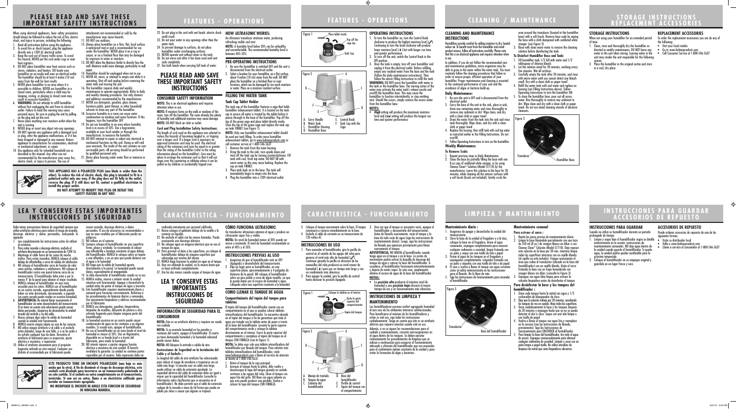# PLEASE READ AND SAVE THESE IMPORTANT SAFETY INSTRUCTIONS

When using electrical appliances, basic safety precautions should always be followed to reduce the risk of fire, electric shock, and injury to persons, including the following:

1. Read all instructions before using the appliance.
2. To avoid fire or shock hazard, plug the appliance directly into a 120V AC electrical outlet.
3. Keep the cord out of heavy traffic areas. To avoid fire hazard, NEVER put the cord under rugs or near heat registers.
4. DO NOT place humidifier near heat sources such as stoves, radiators, and heaters. DO locate your humidifier on an inside wall near an electrical outlet. The humidifier should be at least 4 inches (10 cm) away from the wall for best results.
5. NEVER place humidifier in an area where it is accessible to children. NEVER use humidifier in a closed room, particularly where a child may be sleeping, resting, or playing (a closed room may result in excessive humidity).
6. **WARNING:** Do not attempt to refill humidifier without first unplugging the unit from its electrical outlet. Failure to heed this warning may cause personal injury. Be sure to unplug the unit by pulling on the plug and not the cord.
7. Never place anything over moisture outlet when the unit is running.
8. NEVER drop or insert any object into any openings.
9. DO NOT operate any appliance with a damaged cord or plug, after the appliance malfunctions, or if it has been dropped or damaged in any manner. Return appliance to manufacturer for examination, electrical or mechanical adjustment, or repair.
10. Use appliance only for intended household use as described in this manual. Any other use not recommended by the manufacturer may cause fire, electric shock, or injury to persons. The use of attachments not recommended or sold by the manufacturer may cause hazards.
11. DO NOT use outdoors.
12. Always place humidifier on a firm, flat, level surface. A waterproof mat or pad is recommended for use under the humidifier. NEVER place it on a rug or carpet, or on a finished floor that may be damaged by exposure to water or moisture.
13. DO NOT allow the Moisture Outlet to directly face the wall. Moisture could cause damage, particularly to wall paper.
14. Humidifier should be unplugged when not in use.
15. NEVER tilt, move, or attempt to empty unit while it is operating. Shut off and unplug before removing the water tank and moving the unit.
16. This humidifier requires daily and weekly maintenance to operate appropriately. Refer to daily and weekly cleaning procedures. Use only cleaners and additives recommended by the manufacturer.
17. NEVER use detergents, gasoline, glass cleaner, furniture polish, paint thinner, or other household solvents to clean any part of the humidifier.
18. Excessive humidity in a room can cause water condensation on windows and some furniture. If this happens, turn the humidifier OFF.
19. Do not use humidifier in an area where humidity level is in excess of 50%. Use a hygrometer, available at your local retailer or through the manufacturer, to measure the humidity.
20. DO NOT attempt to repair or adjust any electrical or mechanical functions on this unit. Doing so will void your warranty. The inside of the unit contains no user serviceable parts. All servicing should be performed by qualified personnel only.
21. Never place housing under water flow or immerse in liquids.
22. Do not plug in the unit with wet hands: electric shock could result.
23. Do not pour water in any openings other than the water tank.
24. To prevent damage to surfaces, do not place humidifier under overhanging surfaces.
25. NEVER operate unit without water in the tank.
26. Do not move unit after it has been used until unit cools completely.
27. Use both hands when carrying full tank of water.

**THIS APPLIANCE HAS A POLARIZED PLUG (one blade is wider than the other). To reduce the risk of electric shock, this plug is intended to fit in a polarized outlet only one way. If the plug does not fit fully in the outlet, reverse the plug. If it still does not fit, contact a qualified electrician to install the proper outlet.**

**DO NOT ATTEMPT TO MODIFY THIS PLUG OR DEFEAT THIS SAFETY FEATURE IN ANY WAY.**

# FEATURES - OPERATIONS

# PLEASE READ AND SAVE THESE IMPORTANT SAFETY INSTRUCTIONS

## CONSUMER SAFETY INFORMATION

**NOTE:** This is an electrical appliance and requires attention when in use.

**NOTE:** If moisture forms on the walls or windows of the room, turn off the humidifier. The room already has plenty of humidity and additional moisture may cause damage.

**NOTE:** DO NOT block air inlet or outlet.

### Cord and Plug Installation Safety Instructions:

The length of cord used on this appliance was selected to reduce the hazards of becoming tangled in, or tripping over a longer cord. If a longer cord is necessary an approved extension cord may be used. The electrical rating of the extension cord must be equal to or greater than the rating of the humidifier (refer to the rating information placed on the humidifier). Care must be taken to arrange the extension cord so that it will not drape over the countertop or tabletop where it can be pulled on by children or accidentally tripped over.

## HOW *ULTRASONIC* WORKS:

An ultrasonic transducer atomizes water, producing refreshing visible cool mist.

**NOTE:** A humidity level below 20% can be unhealthy and uncomfortable. The recommended humidity level is between 40%-50%.

## PRE-OPERATING INSTRUCTIONS

1. Be sure the humidifier is switched OFF and the unit is disconnected from the electrical outlet.
2. Select a location for your humidifier, on a flat surface, about 4 inches (10 cm) away from the wall. DO NOT place the humidifier on a finished floor or near furniture, which can be damaged by too much moisture or water. Place on a moisture resistant surface.

## FILLING THE WATER TANK

### Tank Cap Tablet Holder

The tank cap of the humidifier features a cage that holds humidifier enhancement tablets. It is located on the tank cap to ensure all water is treated by the tablet before it passes through to the base of the humidifier. Pop off the top of the green cage and place tablet directly inside. Close the top of the green cage and replace the tank cap on tank FIRMLY (see Figure 1).

**NOTE:** Only one humidifier enhancement tablet should be used per tank filling. To order more humidifier enhancement tablets, go to www.holmesproducts.com or call customer service at 1-800-546-5637.

1. Remove the tank from the main housing.
2. Bring the tank to the sink, turn upside down and twist off the tank cap by turning counterclockwise. Fill tank with cool, fresh tap water. DO NOT fill with warm water as this may cause leaking. Replace the cap on tank FIRMLY.
3. Place tank back on to the base. The tank will immediately begin to empty into the base.
4. Plug the humidifier into a 120V electrical outlet.

# FEATURES - OPERATIONS

Figure 1

Place tablet inside

Pop off the cage top

Tank Cap

Figure 2

A

B

C

D

E

F

A. Carry Handle
B. Water Tank
C. Humidifier Housing
D. Humidifier Base
E. Control Knob
F. Tank Cap with the Cage

## OPERATING INSTRUCTIONS

1. To turn the humidifier on, turn the Control Knob clockwise to produce the highest moisture level (▲). Continuing to turn the knob clockwise will produce lower moisture level (▲) but with longer run time and quieter performance.
2. To turn off the unit, switch the Control Knob to the OFF position.
3. Once the tank is empty, turn off your humidifier and unplug it from the electrical outlet. Before refilling, empty any residual water from the base and the tank (follow the daily maintenance instructions). Then follow the above Filling Instructions to refill the tank. **WARNING:** DO NOT move the humidifier with water in the tank or the humidifier base. The moving action of the water may activate the water tank's release nozzle and overfill the humidifier base. This may cause the humidifier to function intermittently, or stop emitting mist. Should this occur, simply remove the excess water from the humidifier base.

**NOTES:**

- ***High*** setting will produce the maximum moisture level and ***Low*** setting will produce the longest run time and quieter performance.

# CLEANING / MAINTENANCE

## CLEANING AND MAINTENANCE INSTRUCTIONS

Humidifiers provide comfort by adding moisture to dry heated indoor air. To benefit most from the humidifier and avoid product misuse, follow all instructions carefully. Please note that this is an electrical appliance and requires attention when in use.

In addition, if you do not follow the recommended care and maintenance guidelines, micro-organisms may be able to grow in the water within the water tank. You must routinely follow the cleaning procedures that follow in order to ensure proper, efficient operation of your humidifier. Proper maintenance and cleaning is essential to the continued performance of your unit and the avoidance of algae or bacteria build-up.

### Daily Maintenance:

1. Be sure the unit is OFF and is disconnected from the electrical outlet.
2. Carry the base of the unit to the sink, place in sink, drain any remaining water and rinse thoroughly to remove any sediment or dirt. Wipe clean, and dry with a clean cloth or paper towel.
3. Drain the water from the tank into the sink and rinse tank thoroughly. Wipe clean, and dry with a clean cloth or paper towel.
4. Replace the housing, then refill tank with cool tap water as instructed earlier in the Filling Instructions. Do not overfill.
5. Follow Operating Instructions to turn on the humidifier.

### Weekly Maintenance:

**To Remove Scale:**

1. Repeat previous steps in Daily Maintenance.
2. Clean the base by partially filling the base with one 8-oz cup of undiluted white vinegar, or by using Cleanse Clean® Solution (Model 51710) by the manufacturer. Leave this solution in the base for 20 minutes, while cleaning all the interior surfaces with a soft brush (brush not included). Gently scrub the area around the transducer (located at the humidifier base) with a soft brush. Remove base scale by wiping the base with a cloth dampened with undiluted white vinegar. (see Figure 3)
3. Rinse with clean warm water to remove the cleaning solution before disinfecting the tank.

**To Disinfect Humidifier Base and Tank:**

1. Fill humidifier tank 1/2 full with water and 1/2 tablespoon of chlorine bleach.
2. Let the solution stand for 20 minutes, swishing every few minutes. Wet all surfaces.
3. Carefully empty the tank after 20 minutes, and rinse with warm water until you cannot detect any bleach smell. Dry with a clean cloth or paper towel.
4. Refill the water tank with cool water and replace on housing (see Filling Instructions above). Follow Operating Instructions to turn the humidifier ON.
5. To clean the humidifier base, pour out all excess water. Rinse thoroughly to remove any sediment or dirt. Wipe clean and dry with a clean cloth or paper towel. Do not use metal cleaning utensils of abrasive cleansers.

Figure 3

Transducer

Humidifier Base

# STORAGE INSTRUCTIONS REPLACEMENT ACCESSORIES

## STORAGE INSTRUCTIONS

When not using your humidifier for an extended period of time:

1. Clean, rinse and thoroughly dry the humidifier as directed in weekly maintenance. DO NOT leave any water in the unit when storing. Leaving water in the unit may render the unit inoperable for the next season.
2. Place the humidifier in the original carton and store in a cool, dry place.

## REPLACEMENT ACCESSORIES

To order the replacement accessories you can do any of the following:

- Visit your local retailer
- Go to www.holmesproducts.com
- Call Consumer Service at 1-800-546-5637

# LEA Y CONSERVE ESTAS INSTRUCCIONES DE SEGURIDAD

Debe tomar precauciones básicas de seguridad siempre que utilice artefactos eléctricos para reducir el riesgo de incendio, descarga eléctrica y daños personales, incluyendo lo siguiente:

1. Lea completamente las instrucciones antes de utilizar el artefacto.
2. Para evitar incendio o descarga eléctrica, enchufe el artefacto directamente en un tomacorriente de 120V CA.
3. Mantenga el cable fuera de las zonas de mucho tráfico. Para evitar incendio, NUNCA coloque el cable debajo de alfombrillas o cerca de salidas de calefacción.
4. NO coloque el humidificador cerca de fuentes de calor como estufas, radiadores y calefactores. NO coloque el humidificador contra una pared interna cerca de un tomacorriente. El humidificador debe estar a por lo menos 4" de la pared para obtener el mejor resultado.
5. NUNCA coloque el humidificador en una zona accesible para los niños. NUNCA use el humidificador en un cuarto cerrado, especialmente donde pueda haber un niño durmiendo, descansando, o jugando (un cuarto cerrado puede resultar en excesiva humedad).
6. **ADVERTENCIA:** No intente llenar nuevamente el humidificador sin antes desenchufarlo del tomacorriente. El no tener en cuenta esta advertencia puede causar daños personales. Asegúrese de desenchufar la unidad tirando del enchufe y no del cable.
7. Nunca coloque algo sobre la salida de humedad cuando la unidad esté funcionando.
8. NUNCA inserte ningún objeto en una de las ranuras.
9. NO utilice ningún artefacto si el cable o el enchufe están dañados, luego de una falla, o si se ha caído o ha sufrido cualquier tipo de daño. Devuelva el artefacto al fabricante para su inspección, ajuste eléctrico o mecánico, o reparación.
10. Utilice el artefacto únicamente para el propósito hogareño indicado en este manual. Cualquier uso distinto al recomendado por el fabricante puede causar incendio, descarga eléctrica, o daños personales. El uso de accesorios no recomendados o que no sean vendidos por el fabricante puede ser peligroso.
11. NO utilizar en el exterior.
12. Siempre coloque el humidificador en una superficie firme, plana y nivelada. Se recomienda el colocar una alfombrilla o bandeja resistente al agua debajo del humidificador. NUNCA lo coloque sobre un tapete o una alfombra, o en un piso que pueda dañarse con el agua o la humedad.
13. NO haga que la salida de humedad quede directamente a la pared. La humedad puede causar daños, especialmente al empapelado.
14. Se debe desenchufar el humidificador cuando no se usa.
15. NUNCA incline, mueva o intente vaciar la unidad mientras esté funcionando. Apague y desenchufe la unidad antes de quitar el tanque de agua y moverla.
16. Este humidificador requiere mantenimiento diario y semanal para funcionar correctamente. Refiérase a los procedimientos de limpieza diarios y semanales. Use únicamente limpiadores y aditivos recomendados por el fabricante.
17. NUNCA use detergentes, gasolina, limpiavidrios, limpiador de muebles, diluyente de pintura u otro solvente hogareño para limpiar ninguna parte del humidificador.
18. La humedad excesiva en un cuarto puede causar condensación de agua en las ventanas y en algunos muebles. Si sucede esto, apague el humidificador.
19. No use el humidificador en un área donde el nivel de humedad es mayor al 50%. Use un Higrómetro, disponible en su tienda local o a través del fabricante, para medir la humedad.
20. NO intente reparar o ajustar ninguna función eléctrica o mecánica de esta unidad. El hacerlo invalidará la garantía. La unidad no contiene partes reparables por el usuario. Toda reparación debe ser realizada únicamente por personal calificado.
21. Nunca coloque el gabinete debajo de la canilla o lo sumerja en líquidos.
22. No enchufe el radio con las manos húmedas. Puede ocasionarle una descarga eléctrica.
23. No coloque agua en ninguna abertura que no sea el tanque de agua.
24. Para prevenir el daño a las superficies, no coloque el humidificador debajo de ninguna superficie que sobresalga por encima del mismo.
25. NUNCA haga funcionar la unidad sin agua en el tanque.
26. Una vez utilizada la unidad, no la mueva hasta que se haya enfriado completamente.
27. Use las dos manos cuando cargue el tanque de agua.

**ESTE PRODUCTO TIENE UN ENCHUFE POLARIZADO (una hoja es más ancha que la otra). A fin de disminuir el riesgo de descarga eléctrica, este enchufe está diseñado para insertarse en un tomacorriente polarizado en un solo sentido. Si el enchufe no entra completamente en el tomacorriente, inviértalo. Si aun así no entra, llame a un electricista calificado para instalar un tomacorriente apropiado.**

**NO MODIFIQUE EL ENCHUFE NI ANULE ESTA FUNCIÓN DE SEGURIDAD DE NINGUNA MANERA.**

# CARACTERÍSTICA - FUNCIONAMIENTO

# LEA Y CONSERVE ESTAS IMPORTANTES INSTRUCCIONES DE SEGURIDAD

## INFORMACIÓN DE SEGURIDAD PARA EL CONSUMIDOR

**NOTA:** Este es un artefacto eléctrico y requiere ser usado con cuidado.

**NOTA:** Si se acumula humedad en las paredes o ventanas del cuarto, apague el humidificador. El cuarto ya tiene demasiada humedad y la humedad adicional puede causar daños.

**NOTA:** NO bloquee la entrada o salida de aire.

### Instrucciones de Seguridad en la Instalación del Cable y el Enchufe :

La longitud del cable de este artefacto fue seleccionada para reducir el riesgo de enredarse o tropezarse con un cable más largo. Si necesita usar un cable más largo, puede utilizar un cable de extensión aprobado. La capacidad eléctrica del cable de extensión debe ser igual o mayor que la capacidad del humidificador (consulte la información sobre clasificación que se encuentra en el humidificador). Se debe permitir que el cable de extensión cuelgue de la mesada o mesa de tal forma que pueda ser jalado por niños o causar que alguien se tropiece.

## CÓMO FUNCIONA *ULTRASONIC*:

Un transductor ultrasónico atomiza el agua y produce un refrescante vapor frío y visible.

**NOTA:** Un nivel de humedad menor al 20% puede ser nocivo e incómodo. El nivel de humedad recomendado es entre el 40% y el 50%.

## INSTRUCCIONES PREVIAS AL USO

1. Asegúrese de que el humidificador esté en OFF (Apagado) y desenchúfelo del tomacorriente.
2. Elija un lugar para su humidificador, en una superficie plana, aproximadamente a 4 pulgadas de distancia de la pared. NO coloque el humidificador sobre un piso pulido o cerca de algún mueble, ya que lo puede dañar por el exceso de humedad o agua. Colóquelo sobre una superficie resistente a la humedad.

## CÓMO LLENAR EL TANQUE DE AGUA

### Compartimiento del tapón del tanque para tabletas

El tapón del tanque del humidificador cuenta con un compartimiento en el que se pueden colocar tabletas intensificadoras del humidificador. Se encuentra ubicado en el tapón del tanque a fin de garantizar que todo el agua sea tratada con la tableta antes de pasar a través de la base del humidificador. Levante la parte superior del compartimiento verde y coloque la tableta directamente en el interior. Cierre la parte superior del compartimiento y reemplace el tapón del tanque en el tanque CON FIRMEZA (vea la Figura 1).

**NOTA:** Se debe usar solo una tableta intensificadora del humidificador por llenado del tanque. Para solicitar más tabletas intensificadoras del humidificador, visite www.holmesproducts.com o llame al servicio de atención al cliente al 1-800-546-5637.

1. Retire el tanque de la caja principal.
2. Arrastre el tanque hasta la pileta, déle vuelta y desenrosque la tapa del tanque girando en sentido contrario a las agujas del reloj. Llene el tanque con agua fría del grifo. NO llene con agua caliente ya que esto puede producir una pérdida. Vuelva a colocar la tapa del tanque CON FIRMEZA.

# CARACTERÍSTICA - FUNCIONAMIENTO

3. Coloque el tanque nuevamente sobre la base. El tanque comenzará a vaciarse inmediatamente en la base.
4. Enchufe el cable de corriente en un tomacorriente de 120 voltios AC.

## INSTRUCCIONES DE USO

1. Para encender el humidificador, gire la perilla de control en el sentido de las agujas del reloj para generar el nivel más alto de humedad (▲). Continuar girando la perilla en dirección de las manecillas del reloj producirá un nivel menor de humedad (▲) pero por un tiempo más largo y con un rendimiento más silencioso.
2. Para apagar la unidad, gire la perilla de control hasta alcanzar la posición Apagado.
3. Una vez que el tanque se encuentre vacío, apague el humidificador y desconéctelo del tomacorriente. Antes de llenarlo nuevamente, vacíe el tanque y la base de todo resto de agua (siga las instrucciones de mantenimiento diario). Luego, siga las instrucciones de llenado que aparecen previamente para llenar nuevamente el tanque. **ADVERTENCIA:** NO MUEVA el humidificador cuando tenga agua en el tanque o en la base. La acción de movimiento podría activar la boquilla de descarga del tanque de agua y saturar la base del humidificador. Si sucediera, el humidificador funcionaría intermitentemente y dejaría de emitir vapor. En este caso, simplemente elimine el exceso de agua de la base del humidificador.

**NOTAS:**

- **La *posición alta*** producirá el máximo nivel de humedad y una ***posición baja*** ofrecerá el mayor tiempo de uso y un funcionamiento más silencioso.

Figura 1

Coloque la tableta en el interior

Quite la parte superior del compartimiento

Tapón del tanque

Figura 2

A

B

C

D

E

F

A. Manija de traslado
B. Tanque de agua
C. Cubierta del humidificador
D. Base del humidificador
E. Perilla de control
F. Tapón del tanque con el compartimiento

## INSTRUCCIONES DE LIMPIEZA Y MANTENIMIENTO

Los humidificadores proveen confort agregando humedad al aire seco de los ambientes interiores calefaccionados. Para beneficiarse al máximo de los humidificadores y evitar su mal uso, siga todas las instrucciones cuidadosamente. Tenga en cuenta que este es un artefacto eléctrico que requiere atención cuando está en uso.

Además, si no se siguen las recomendaciones para el cuidado y mantenimiento, crecerán microorganismos en el agua dentro de los tanques. Se deben seguir rutinariamente los procedimientos de limpieza que se indican a continuación para asegurar el funcionamiento adecuado y eficiente del humidificador que son esenciales para el rendimiento óptimo constante de la unidad y para evitar la formación de algas y bacterias.

# LIMPIEZA Y MANTENIMIENTO

### Mantenimiento diario :

1. Asegúrese de apagar y desenchufar la unidad del tomacorriente.
2. Lleve la base de la unidad al fregadero o a la tina, coloque la base en el fregadero, drene el agua remanente, enjuague completamente para remover cualquier sedimento o suciedad, limpie frotando con un paño y séquelo con una toalla de tela o papel.
3. Drene el agua de los tanques en el fregadero y enjuáguelos completamente. Límpielos frotando con un paño y séquelos con una toalla de tela o de papel.
4. El cese y vuelva a llenar el tanque con agua corriente como se indicó anteriormente en las instrucciones para el llenado. No lo llene de más.
5. Siga las instrucciones de funcionamiento para encender el humidificador.

### Mantenimiento semanal

**Para extraer el sarro :**

1. Repita los pasos previos de mantenimiento diario.
2. Limpie la base llenándola parcialmente con una taza de 250 ml (8 oz.) de vinagre blanco sin diluir o con Cleanse Clean® Solución (Model 51710). Deje reposar esta solución en la base por 20 min. mientras limpia todas las superficies interiores con un cepillo blando (el cepillo no está incluido). Friegue suavemente el área que rodea el traductor (ubicado en la base del humidificador) con un cepillo blando. Quite el sarro frotando la base con un trapo humedecido con vinagre blanco sin diluir. (consulte la Figura 3)
3. Enjuague con agua tibia limpia para extraer la solución limpiadora antes de desinfectar el tanque.

**Para desinfectar la base y los tanques del humidificador :**

1. Llene cada tanque hasta la mitad con agua y 1/2 cucharadita de blanqueador de cloro.
2. Deje que la solución trabaje por 20 minutos, sacudiendo los tanques de vez en cuando. Moje todas las superficies.
3. Vacíe cuidadosamente la base y los tanques después de 20 minutos y enjuague hasta que ya no se pueda detectar el olor a cloro. Seque con una tela limpia o con toalla de papel.
4. Vuelva a llenar el tanque con agua fría y reemplace en la carcasa (vea las instrucciones de llenado, previamente). Siga las instrucciones de funcionamiento para ENCENDER el humidificador.
5. Para limpiar la base del humidificador, tire todo el agua de acceso. Enjuague concienzudamente para eliminar cualquier sedimento de suciedad. Limpie y seque con un paño limpio o papel toalla. No utilice utensilios de limpieza de metal que sean limpiadores abrasivos.

Figura 3

Transductor

Base del humidificador

# INSTRUCCIONES PARA GUARDAR ACCESORIOS DE REPUESTO

## INSTRUCCIONES PARA GUARDAR

Cuando no utilice su humidificador durante un período prolongado de tiempo:

1. Limpie y seque bien el humidificador según se detalla anteriormente en la sección: instrucciones de mantenimiento semanales. NO deje agua dentro de la unidad cuando guarde el humidificador. Si queda agua, la unidad podría quedar inutilizable para la próxima temporada.
2. Coloque el humidificador en su empaque original y guárdelo en un lugar fresco y seco.

## ACCESORIOS DE REPUESTO

Puede ordenar accesorios de repuesto de una de las siguientes formas:

- Visite a su distribuidor local
- Valla a www.holmesproducts.com
- Llame a servicio al consumidor al 1-800-546-5637